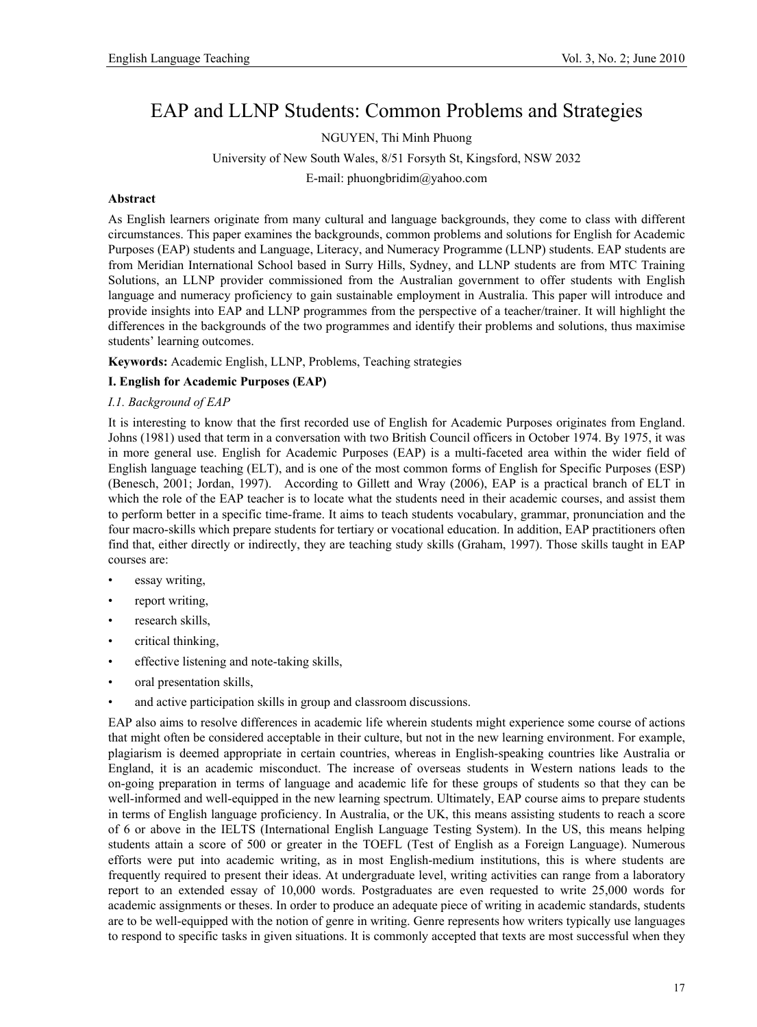# EAP and LLNP Students: Common Problems and Strategies

NGUYEN, Thi Minh Phuong

University of New South Wales, 8/51 Forsyth St, Kingsford, NSW 2032

E-mail: phuongbridim@yahoo.com

**Abstract**

As English learners originate from many cultural and language backgrounds, they come to class with different circumstances. This paper examines the backgrounds, common problems and solutions for English for Academic Purposes (EAP) students and Language, Literacy, and Numeracy Programme (LLNP) students. EAP students are from Meridian International School based in Surry Hills, Sydney, and LLNP students are from MTC Training Solutions, an LLNP provider commissioned from the Australian government to offer students with English language and numeracy proficiency to gain sustainable employment in Australia. This paper will introduce and provide insights into EAP and LLNP programmes from the perspective of a teacher/trainer. It will highlight the differences in the backgrounds of the two programmes and identify their problems and solutions, thus maximise students' learning outcomes.

**Keywords:** Academic English, LLNP, Problems, Teaching strategies

## I. English for Academic Purposes (EAP)

### *I.1. Background of EAP*

It is interesting to know that the first recorded use of English for Academic Purposes originates from England. Johns (1981) used that term in a conversation with two British Council officers in October 1974. By 1975, it was in more general use. English for Academic Purposes (EAP) is a multi-faceted area within the wider field of English language teaching (ELT), and is one of the most common forms of English for Specific Purposes (ESP) (Benesch, 2001; Jordan, 1997). According to Gillett and Wray (2006), EAP is a practical branch of ELT in which the role of the EAP teacher is to locate what the students need in their academic courses, and assist them to perform better in a specific time-frame. It aims to teach students vocabulary, grammar, pronunciation and the four macro-skills which prepare students for tertiary or vocational education. In addition, EAP practitioners often find that, either directly or indirectly, they are teaching study skills (Graham, 1997). Those skills taught in EAP courses are:

- essay writing,
- report writing,
- research skills,
- critical thinking,
- effective listening and note-taking skills,
- oral presentation skills,
- and active participation skills in group and classroom discussions.

EAP also aims to resolve differences in academic life wherein students might experience some course of actions that might often be considered acceptable in their culture, but not in the new learning environment. For example, plagiarism is deemed appropriate in certain countries, whereas in English-speaking countries like Australia or England, it is an academic misconduct. The increase of overseas students in Western nations leads to the on-going preparation in terms of language and academic life for these groups of students so that they can be well-informed and well-equipped in the new learning spectrum. Ultimately, EAP course aims to prepare students in terms of English language proficiency. In Australia, or the UK, this means assisting students to reach a score of 6 or above in the IELTS (International English Language Testing System). In the US, this means helping students attain a score of 500 or greater in the TOEFL (Test of English as a Foreign Language). Numerous efforts were put into academic writing, as in most English-medium institutions, this is where students are frequently required to present their ideas. At undergraduate level, writing activities can range from a laboratory report to an extended essay of 10,000 words. Postgraduates are even requested to write 25,000 words for academic assignments or theses. In order to produce an adequate piece of writing in academic standards, students are to be well-equipped with the notion of genre in writing. Genre represents how writers typically use languages to respond to specific tasks in given situations. It is commonly accepted that texts are most successful when they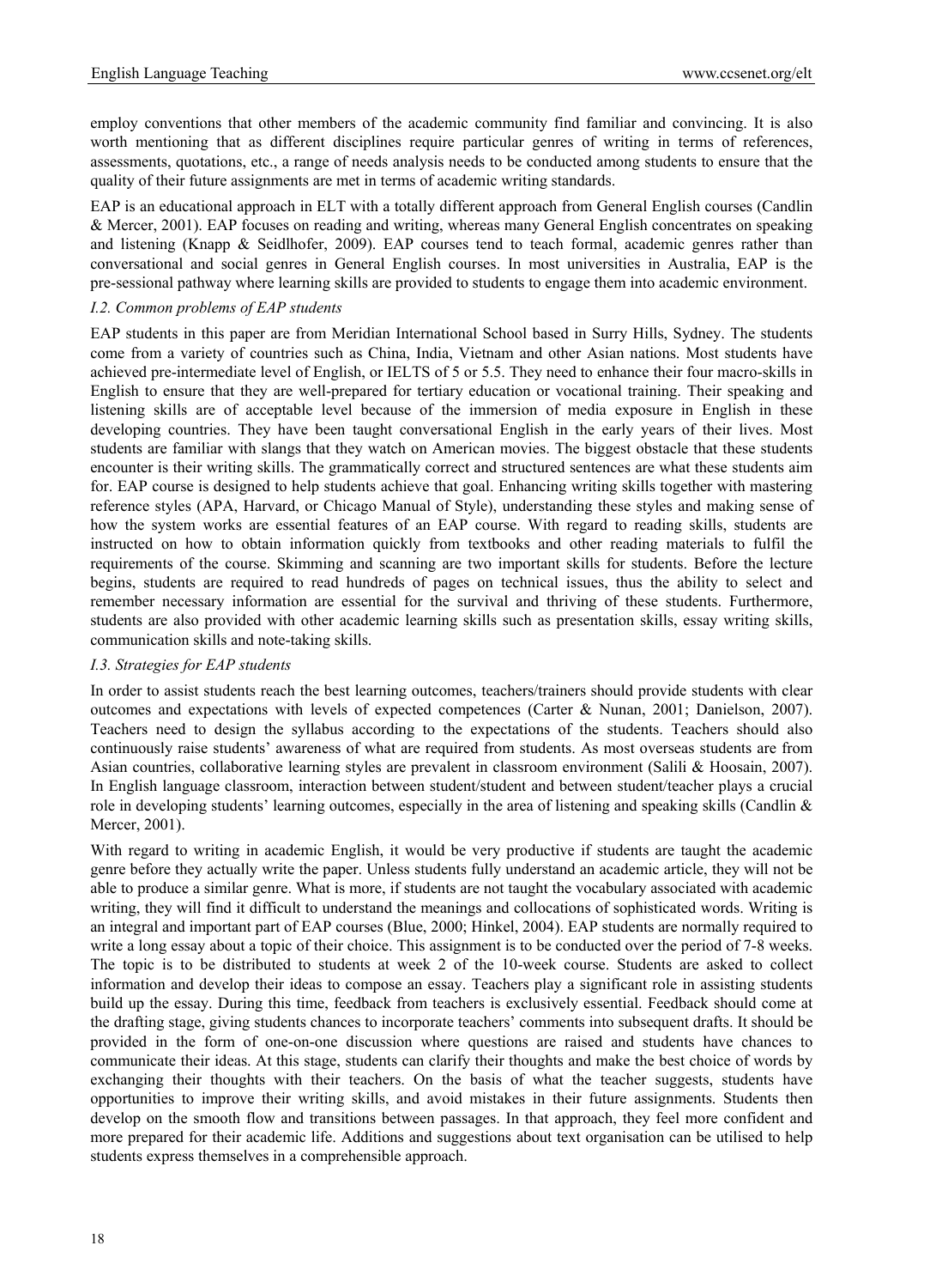employ conventions that other members of the academic community find familiar and convincing. It is also worth mentioning that as different disciplines require particular genres of writing in terms of references, assessments, quotations, etc., a range of needs analysis needs to be conducted among students to ensure that the quality of their future assignments are met in terms of academic writing standards.

EAP is an educational approach in ELT with a totally different approach from General English courses (Candlin & Mercer, 2001). EAP focuses on reading and writing, whereas many General English concentrates on speaking and listening (Knapp & Seidlhofer, 2009). EAP courses tend to teach formal, academic genres rather than conversational and social genres in General English courses. In most universities in Australia, EAP is the pre-sessional pathway where learning skills are provided to students to engage them into academic environment.

### *I.2. Common problems of EAP students*

EAP students in this paper are from Meridian International School based in Surry Hills, Sydney. The students come from a variety of countries such as China, India, Vietnam and other Asian nations. Most students have achieved pre-intermediate level of English, or IELTS of 5 or 5.5. They need to enhance their four macro-skills in English to ensure that they are well-prepared for tertiary education or vocational training. Their speaking and listening skills are of acceptable level because of the immersion of media exposure in English in these developing countries. They have been taught conversational English in the early years of their lives. Most students are familiar with slangs that they watch on American movies. The biggest obstacle that these students encounter is their writing skills. The grammatically correct and structured sentences are what these students aim for. EAP course is designed to help students achieve that goal. Enhancing writing skills together with mastering reference styles (APA, Harvard, or Chicago Manual of Style), understanding these styles and making sense of how the system works are essential features of an EAP course. With regard to reading skills, students are instructed on how to obtain information quickly from textbooks and other reading materials to fulfil the requirements of the course. Skimming and scanning are two important skills for students. Before the lecture begins, students are required to read hundreds of pages on technical issues, thus the ability to select and remember necessary information are essential for the survival and thriving of these students. Furthermore, students are also provided with other academic learning skills such as presentation skills, essay writing skills, communication skills and note-taking skills.

### *I.3. Strategies for EAP students*

In order to assist students reach the best learning outcomes, teachers/trainers should provide students with clear outcomes and expectations with levels of expected competences (Carter & Nunan, 2001; Danielson, 2007). Teachers need to design the syllabus according to the expectations of the students. Teachers should also continuously raise students' awareness of what are required from students. As most overseas students are from Asian countries, collaborative learning styles are prevalent in classroom environment (Salili & Hoosain, 2007). In English language classroom, interaction between student/student and between student/teacher plays a crucial role in developing students' learning outcomes, especially in the area of listening and speaking skills (Candlin & Mercer, 2001).

With regard to writing in academic English, it would be very productive if students are taught the academic genre before they actually write the paper. Unless students fully understand an academic article, they will not be able to produce a similar genre. What is more, if students are not taught the vocabulary associated with academic writing, they will find it difficult to understand the meanings and collocations of sophisticated words. Writing is an integral and important part of EAP courses (Blue, 2000; Hinkel, 2004). EAP students are normally required to write a long essay about a topic of their choice. This assignment is to be conducted over the period of 7-8 weeks. The topic is to be distributed to students at week 2 of the 10-week course. Students are asked to collect information and develop their ideas to compose an essay. Teachers play a significant role in assisting students build up the essay. During this time, feedback from teachers is exclusively essential. Feedback should come at the drafting stage, giving students chances to incorporate teachers' comments into subsequent drafts. It should be provided in the form of one-on-one discussion where questions are raised and students have chances to communicate their ideas. At this stage, students can clarify their thoughts and make the best choice of words by exchanging their thoughts with their teachers. On the basis of what the teacher suggests, students have opportunities to improve their writing skills, and avoid mistakes in their future assignments. Students then develop on the smooth flow and transitions between passages. In that approach, they feel more confident and more prepared for their academic life. Additions and suggestions about text organisation can be utilised to help students express themselves in a comprehensible approach.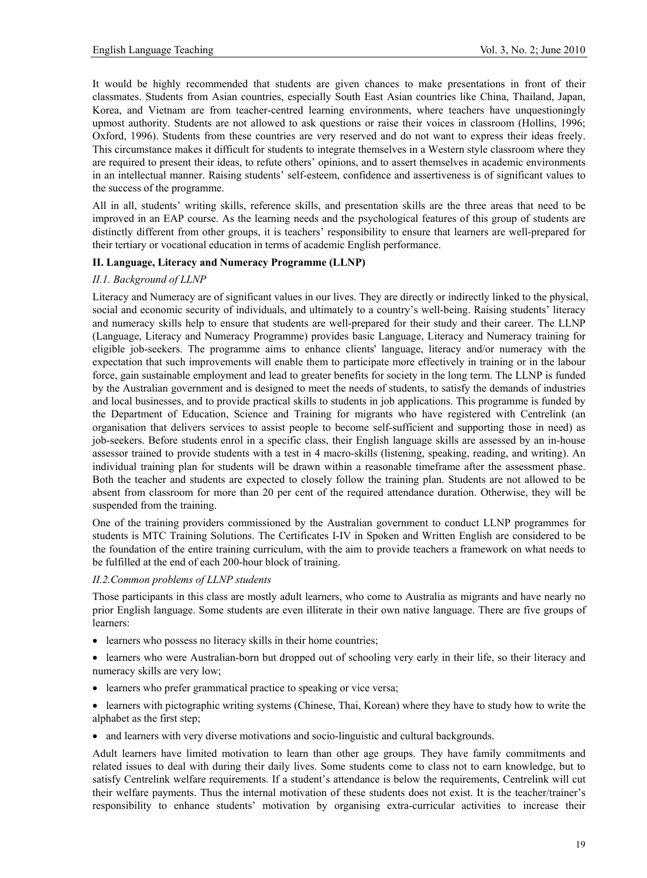It would be highly recommended that students are given chances to make presentations in front of their classmates. Students from Asian countries, especially South East Asian countries like China, Thailand, Japan, Korea, and Vietnam are from teacher-centred learning environments, where teachers have unquestioningly upmost authority. Students are not allowed to ask questions or raise their voices in classroom (Hollins, 1996; Oxford, 1996). Students from these countries are very reserved and do not want to express their ideas freely. This circumstance makes it difficult for students to integrate themselves in a Western style classroom where they are required to present their ideas, to refute others' opinions, and to assert themselves in academic environments in an intellectual manner. Raising students' self-esteem, confidence and assertiveness is of significant values to the success of the programme.

All in all, students' writing skills, reference skills, and presentation skills are the three areas that need to be improved in an EAP course. As the learning needs and the psychological features of this group of students are distinctly different from other groups, it is teachers' responsibility to ensure that learners are well-prepared for their tertiary or vocational education in terms of academic English performance.

## II. Language, Literacy and Numeracy Programme (LLNP)

### *II.1. Background of LLNP*

Literacy and Numeracy are of significant values in our lives. They are directly or indirectly linked to the physical, social and economic security of individuals, and ultimately to a country's well-being. Raising students' literacy and numeracy skills help to ensure that students are well-prepared for their study and their career. The LLNP (Language, Literacy and Numeracy Programme) provides basic Language, Literacy and Numeracy training for eligible job-seekers. The programme aims to enhance clients' language, literacy and/or numeracy with the expectation that such improvements will enable them to participate more effectively in training or in the labour force, gain sustainable employment and lead to greater benefits for society in the long term. The LLNP is funded by the Australian government and is designed to meet the needs of students, to satisfy the demands of industries and local businesses, and to provide practical skills to students in job applications. This programme is funded by the Department of Education, Science and Training for migrants who have registered with Centrelink (an organisation that delivers services to assist people to become self-sufficient and supporting those in need) as job-seekers. Before students enrol in a specific class, their English language skills are assessed by an in-house assessor trained to provide students with a test in 4 macro-skills (listening, speaking, reading, and writing). An individual training plan for students will be drawn within a reasonable timeframe after the assessment phase. Both the teacher and students are expected to closely follow the training plan. Students are not allowed to be absent from classroom for more than 20 per cent of the required attendance duration. Otherwise, they will be suspended from the training.

One of the training providers commissioned by the Australian government to conduct LLNP programmes for students is MTC Training Solutions. The Certificates I-IV in Spoken and Written English are considered to be the foundation of the entire training curriculum, with the aim to provide teachers a framework on what needs to be fulfilled at the end of each 200-hour block of training.

### *II.2.Common problems of LLNP students*

Those participants in this class are mostly adult learners, who come to Australia as migrants and have nearly no prior English language. Some students are even illiterate in their own native language. There are five groups of learners:

- learners who possess no literacy skills in their home countries;
- learners who were Australian-born but dropped out of schooling very early in their life, so their literacy and numeracy skills are very low;
- learners who prefer grammatical practice to speaking or vice versa;
- learners with pictographic writing systems (Chinese, Thai, Korean) where they have to study how to write the alphabet as the first step;
- and learners with very diverse motivations and socio-linguistic and cultural backgrounds.

Adult learners have limited motivation to learn than other age groups. They have family commitments and related issues to deal with during their daily lives. Some students come to class not to earn knowledge, but to satisfy Centrelink welfare requirements. If a student's attendance is below the requirements, Centrelink will cut their welfare payments. Thus the internal motivation of these students does not exist. It is the teacher/trainer's responsibility to enhance students' motivation by organising extra-curricular activities to increase their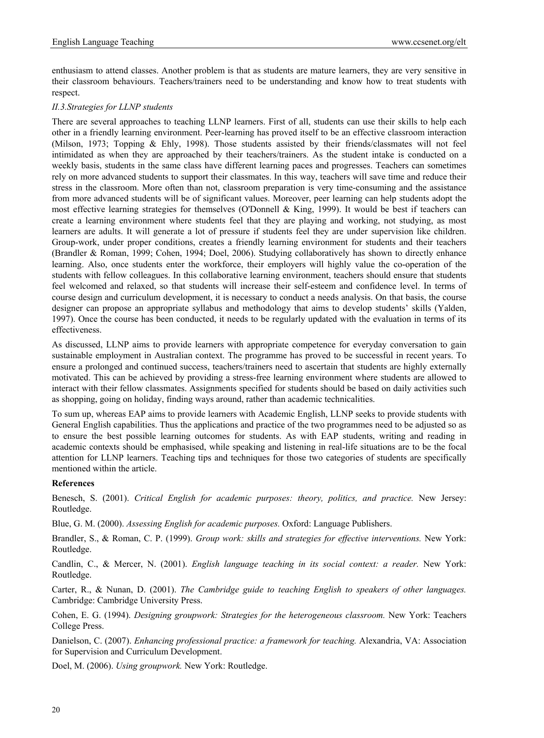enthusiasm to attend classes. Another problem is that as students are mature learners, they are very sensitive in their classroom behaviours. Teachers/trainers need to be understanding and know how to treat students with respect.

### *II.3.Strategies for LLNP students*

There are several approaches to teaching LLNP learners. First of all, students can use their skills to help each other in a friendly learning environment. Peer-learning has proved itself to be an effective classroom interaction (Milson, 1973; Topping & Ehly, 1998). Those students assisted by their friends/classmates will not feel intimidated as when they are approached by their teachers/trainers. As the student intake is conducted on a weekly basis, students in the same class have different learning paces and progresses. Teachers can sometimes rely on more advanced students to support their classmates. In this way, teachers will save time and reduce their stress in the classroom. More often than not, classroom preparation is very time-consuming and the assistance from more advanced students will be of significant values. Moreover, peer learning can help students adopt the most effective learning strategies for themselves (O'Donnell & King, 1999). It would be best if teachers can create a learning environment where students feel that they are playing and working, not studying, as most learners are adults. It will generate a lot of pressure if students feel they are under supervision like children. Group-work, under proper conditions, creates a friendly learning environment for students and their teachers (Brandler & Roman, 1999; Cohen, 1994; Doel, 2006). Studying collaboratively has shown to directly enhance learning. Also, once students enter the workforce, their employers will highly value the co-operation of the students with fellow colleagues. In this collaborative learning environment, teachers should ensure that students feel welcomed and relaxed, so that students will increase their self-esteem and confidence level. In terms of course design and curriculum development, it is necessary to conduct a needs analysis. On that basis, the course designer can propose an appropriate syllabus and methodology that aims to develop students' skills (Yalden, 1997). Once the course has been conducted, it needs to be regularly updated with the evaluation in terms of its effectiveness.

As discussed, LLNP aims to provide learners with appropriate competence for everyday conversation to gain sustainable employment in Australian context. The programme has proved to be successful in recent years. To ensure a prolonged and continued success, teachers/trainers need to ascertain that students are highly externally motivated. This can be achieved by providing a stress-free learning environment where students are allowed to interact with their fellow classmates. Assignments specified for students should be based on daily activities such as shopping, going on holiday, finding ways around, rather than academic technicalities.

To sum up, whereas EAP aims to provide learners with Academic English, LLNP seeks to provide students with General English capabilities. Thus the applications and practice of the two programmes need to be adjusted so as to ensure the best possible learning outcomes for students. As with EAP students, writing and reading in academic contexts should be emphasised, while speaking and listening in real-life situations are to be the focal attention for LLNP learners. Teaching tips and techniques for those two categories of students are specifically mentioned within the article.

## References

Benesch, S. (2001). *Critical English for academic purposes: theory, politics, and practice.* New Jersey: Routledge.

Blue, G. M. (2000). *Assessing English for academic purposes.* Oxford: Language Publishers.

Brandler, S., & Roman, C. P. (1999). *Group work: skills and strategies for effective interventions.* New York: Routledge.

Candlin, C., & Mercer, N. (2001). *English language teaching in its social context: a reader.* New York: Routledge.

Carter, R., & Nunan, D. (2001). *The Cambridge guide to teaching English to speakers of other languages.* Cambridge: Cambridge University Press.

Cohen, E. G. (1994). *Designing groupwork: Strategies for the heterogeneous classroom.* New York: Teachers College Press.

Danielson, C. (2007). *Enhancing professional practice: a framework for teaching.* Alexandria, VA: Association for Supervision and Curriculum Development.

Doel, M. (2006). *Using groupwork.* New York: Routledge.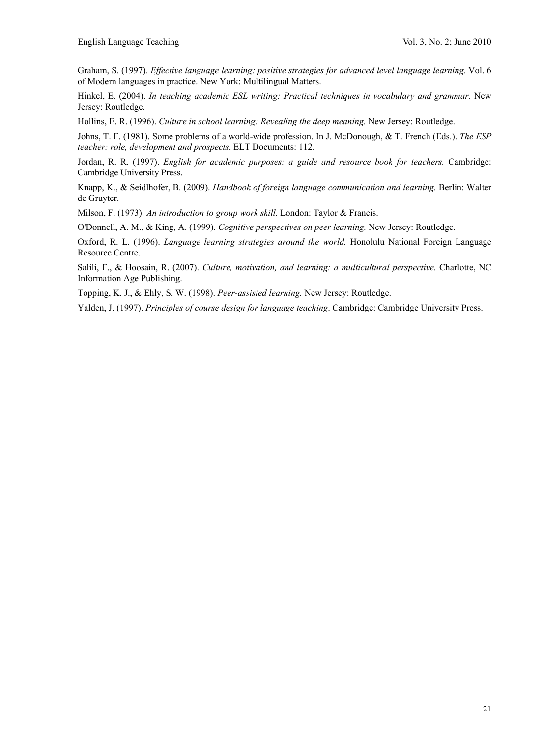Graham, S. (1997). *Effective language learning: positive strategies for advanced level language learning.* Vol. 6 of Modern languages in practice. New York: Multilingual Matters.

Hinkel, E. (2004). *In teaching academic ESL writing: Practical techniques in vocabulary and grammar.* New Jersey: Routledge.

Hollins, E. R. (1996). *Culture in school learning: Revealing the deep meaning.* New Jersey: Routledge.

Johns, T. F. (1981). Some problems of a world-wide profession. In J. McDonough, & T. French (Eds.). *The ESP teacher: role, development and prospects*. ELT Documents: 112.

Jordan, R. R. (1997). *English for academic purposes: a guide and resource book for teachers.* Cambridge: Cambridge University Press.

Knapp, K., & Seidlhofer, B. (2009). *Handbook of foreign language communication and learning.* Berlin: Walter de Gruyter.

Milson, F. (1973). *An introduction to group work skill.* London: Taylor & Francis.

O'Donnell, A. M., & King, A. (1999). *Cognitive perspectives on peer learning.* New Jersey: Routledge.

Oxford, R. L. (1996). *Language learning strategies around the world.* Honolulu National Foreign Language Resource Centre.

Salili, F., & Hoosain, R. (2007). *Culture, motivation, and learning: a multicultural perspective.* Charlotte, NC Information Age Publishing.

Topping, K. J., & Ehly, S. W. (1998). *Peer-assisted learning.* New Jersey: Routledge.

Yalden, J. (1997). *Principles of course design for language teaching*. Cambridge: Cambridge University Press.